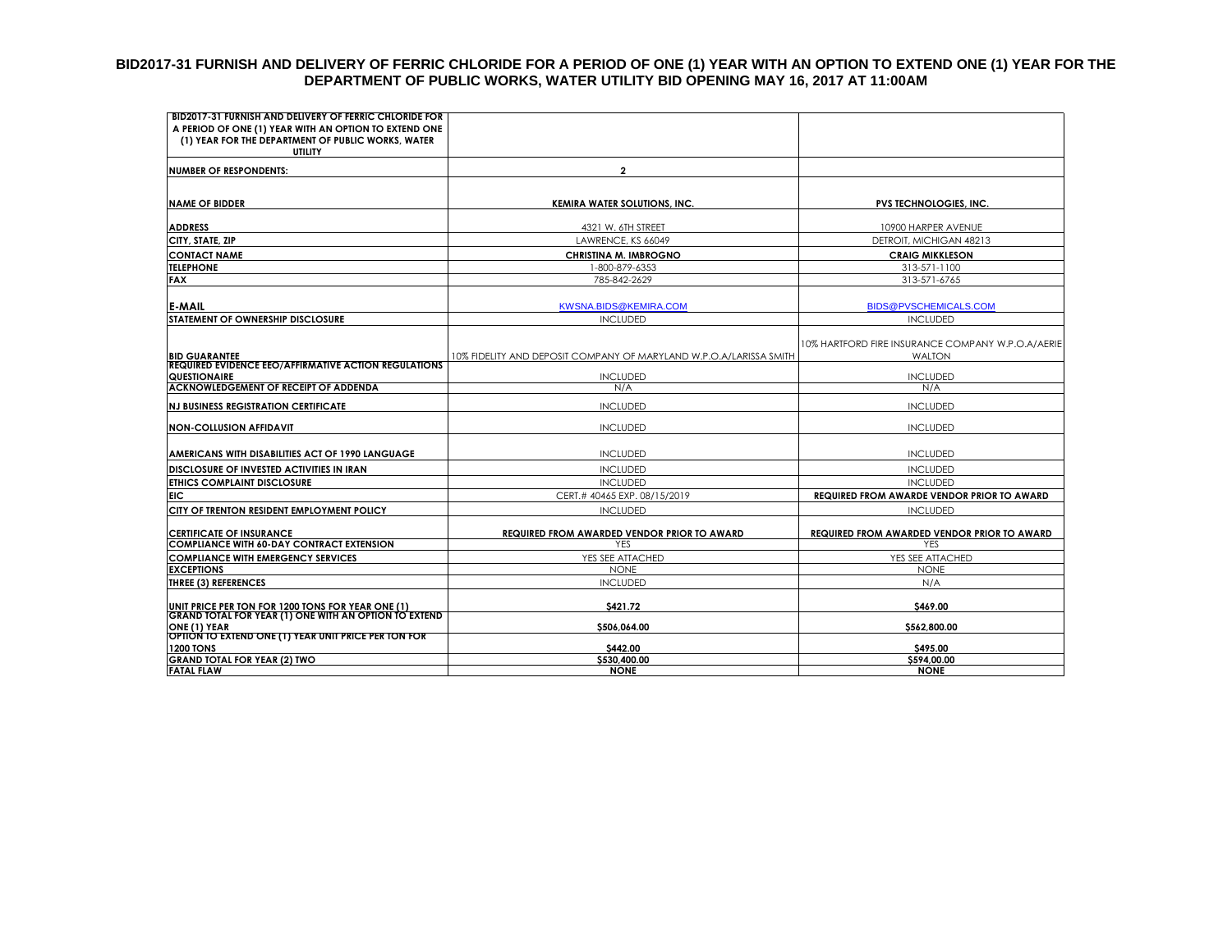# BID2017-31 FURNISH AND DELIVERY OF FERRIC CHLORIDE FOR A PERIOD OF ONE (1) YEAR WITH AN OPTION TO EXTEND ONE (1) YEAR FOR THE DEPARTMENT OF PUBLIC WORKS, WATER UTILITY BID OPENING MAY 16, 2017 AT 11:00AM

| BID2017-31 FURNISH AND DELIVERY OF FERRIC CHLORIDE FOR A PERIOD OF ONE (1) YEAR WITH AN OPTION TO EXTEND ONE (1) YEAR FOR THE DEPARTMENT OF PUBLIC WORKS, WATER UTILITY | | |
|---|---|---|
| **NUMBER OF RESPONDENTS:** | **2** | |
| **NAME OF BIDDER** | **KEMIRA WATER SOLUTIONS, INC.** | **PVS TECHNOLOGIES, INC.** |
| **ADDRESS** | 4321 W. 6TH STREET | 10900 HARPER AVENUE |
| **CITY, STATE, ZIP** | LAWRENCE, KS 66049 | DETROIT, MICHIGAN 48213 |
| **CONTACT NAME** | **CHRISTINA M. IMBROGNO** | **CRAIG MIKKLESON** |
| **TELEPHONE** | 1-800-879-6353 | 313-571-1100 |
| **FAX** | 785-842-2629 | 313-571-6765 |
| **E-MAIL** | KWSNA.BIDS@KEMIRA.COM | BIDS@PVSCHEMICALS.COM |
| **STATEMENT OF OWNERSHIP DISCLOSURE** | INCLUDED | INCLUDED |
| **BID GUARANTEE** | 10% FIDELITY AND DEPOSIT COMPANY OF MARYLAND W.P.O.A/LARISSA SMITH | 10% HARTFORD FIRE INSURANCE COMPANY W.P.O.A/AERIE WALTON |
| **REQUIRED EVIDENCE EEO/AFFIRMATIVE ACTION REGULATIONS QUESTIONAIRE** | INCLUDED | INCLUDED |
| **ACKNOWLEDGEMENT OF RECEIPT OF ADDENDA** | N/A | N/A |
| **NJ BUSINESS REGISTRATION CERTIFICATE** | INCLUDED | INCLUDED |
| **NON-COLLUSION AFFIDAVIT** | INCLUDED | INCLUDED |
| **AMERICANS WITH DISABILITIES ACT OF 1990 LANGUAGE** | INCLUDED | INCLUDED |
| **DISCLOSURE OF INVESTED ACTIVITIES IN IRAN** | INCLUDED | INCLUDED |
| **ETHICS COMPLAINT DISCLOSURE** | INCLUDED | INCLUDED |
| **EIC** | CERT.# 40465 EXP. 08/15/2019 | **REQUIRED FROM AWARDE VENDOR PRIOR TO AWARD** |
| **CITY OF TRENTON RESIDENT EMPLOYMENT POLICY** | INCLUDED | INCLUDED |
| **CERTIFICATE OF INSURANCE** | **REQUIRED FROM AWARDED VENDOR PRIOR TO AWARD** | **REQUIRED FROM AWARDED VENDOR PRIOR TO AWARD** |
| **COMPLIANCE WITH 60-DAY CONTRACT EXTENSION** | YES | YES |
| **COMPLIANCE WITH EMERGENCY SERVICES** | YES SEE ATTACHED | YES SEE ATTACHED |
| **EXCEPTIONS** | NONE | NONE |
| **THREE (3) REFERENCES** | INCLUDED | N/A |
| **UNIT PRICE PER TON FOR 1200 TONS FOR YEAR ONE (1)** | **$421.72** | **$469.00** |
| **GRAND TOTAL FOR YEAR (1) ONE WITH AN OPTION TO EXTEND ONE (1) YEAR** | **$506,064.00** | **$562,800.00** |
| **OPTION TO EXTEND ONE (1) YEAR UNIT PRICE PER TON FOR 1200 TONS** | **$442.00** | **$495.00** |
| **GRAND TOTAL FOR YEAR (2) TWO** | **$530,400.00** | **$594,00.00** |
| **FATAL FLAW** | **NONE** | **NONE** |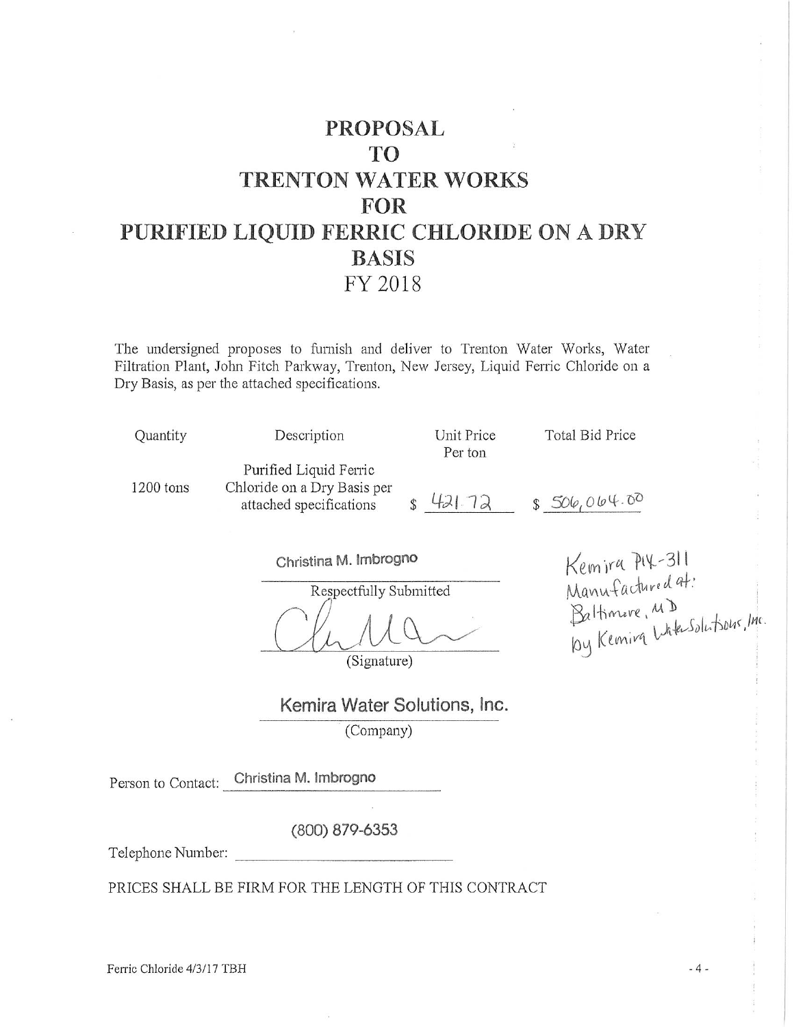# PROPOSAL
# TO
# TRENTON WATER WORKS
# FOR
# PURIFIED LIQUID FERRIC CHLORIDE ON A DRY BASIS
# FY 2018

The undersigned proposes to furnish and deliver to Trenton Water Works, Water Filtration Plant, John Fitch Parkway, Trenton, New Jersey, Liquid Ferric Chloride on a Dry Basis, as per the attached specifications.

| Quantity | Description | Unit Price Per ton | Total Bid Price |
|---|---|---|---|
| 1200 tons | Purified Liquid Ferric Chloride on a Dry Basis per attached specifications | $ 421.72 | $ 506,064.00 |

Christina M. Imbrogno

Respectfully Submitted

(Signature)

Kemira PIX-311
Manufactured at:
Baltimore, MD
by Kemira Water Solutions, Inc.

Kemira Water Solutions, Inc.

(Company)

Person to Contact: Christina M. Imbrogno

Telephone Number: (800) 879-6353

PRICES SHALL BE FIRM FOR THE LENGTH OF THIS CONTRACT

Ferric Chloride 4/3/17 TBH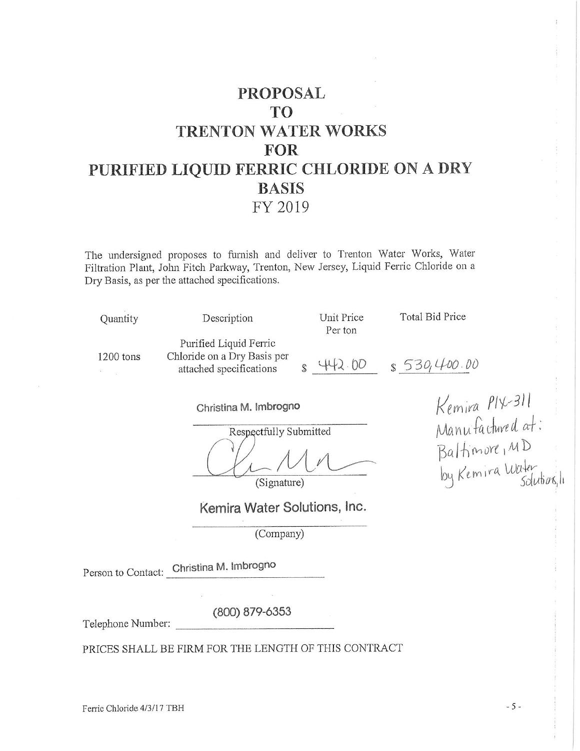# PROPOSAL
# TO
# TRENTON WATER WORKS
# FOR
# PURIFIED LIQUID FERRIC CHLORIDE ON A DRY BASIS
## FY 2019

The undersigned proposes to furnish and deliver to Trenton Water Works, Water Filtration Plant, John Fitch Parkway, Trenton, New Jersey, Liquid Ferric Chloride on a Dry Basis, as per the attached specifications.

| Quantity | Description | Unit Price Per ton | Total Bid Price |
| --- | --- | --- | --- |
| 1200 tons | Purified Liquid Ferric Chloride on a Dry Basis per attached specifications | $ 442.00 | $ 530,400.00 |

Kemira PIX-311
Manufactured at:
Baltimore, MD
by Kemira Water Solutions, Inc.

Christina M. Imbrogno

Respectfully Submitted

(Signature)

Kemira Water Solutions, Inc.

(Company)

Person to Contact: Christina M. Imbrogno

Telephone Number: (800) 879-6353

PRICES SHALL BE FIRM FOR THE LENGTH OF THIS CONTRACT

Ferric Chloride 4/3/17 TBH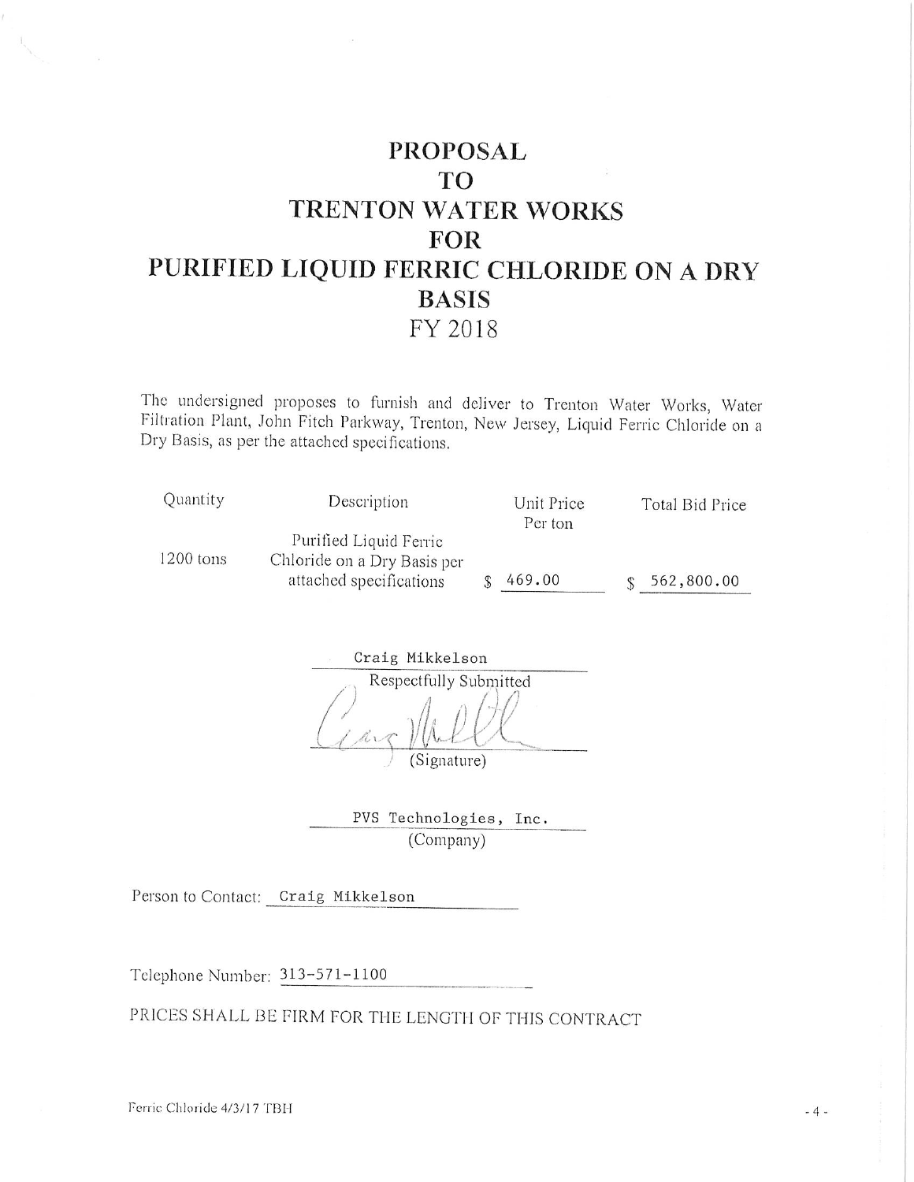# PROPOSAL TO TRENTON WATER WORKS FOR PURIFIED LIQUID FERRIC CHLORIDE ON A DRY BASIS

## FY 2018

The undersigned proposes to furnish and deliver to Trenton Water Works, Water Filtration Plant, John Fitch Parkway, Trenton, New Jersey, Liquid Ferric Chloride on a Dry Basis, as per the attached specifications.

| Quantity | Description | Unit Price Per ton | Total Bid Price |
|---|---|---|---|
| 1200 tons | Purified Liquid Ferric Chloride on a Dry Basis per attached specifications | $ 469.00 | $ 562,800.00 |

Craig Mikkelson
Respectfully Submitted

(Signature)

PVS Technologies, Inc.
(Company)

Person to Contact: Craig Mikkelson

Telephone Number: 313-571-1100

PRICES SHALL BE FIRM FOR THE LENGTH OF THIS CONTRACT

Ferric Chloride 4/3/17 TBH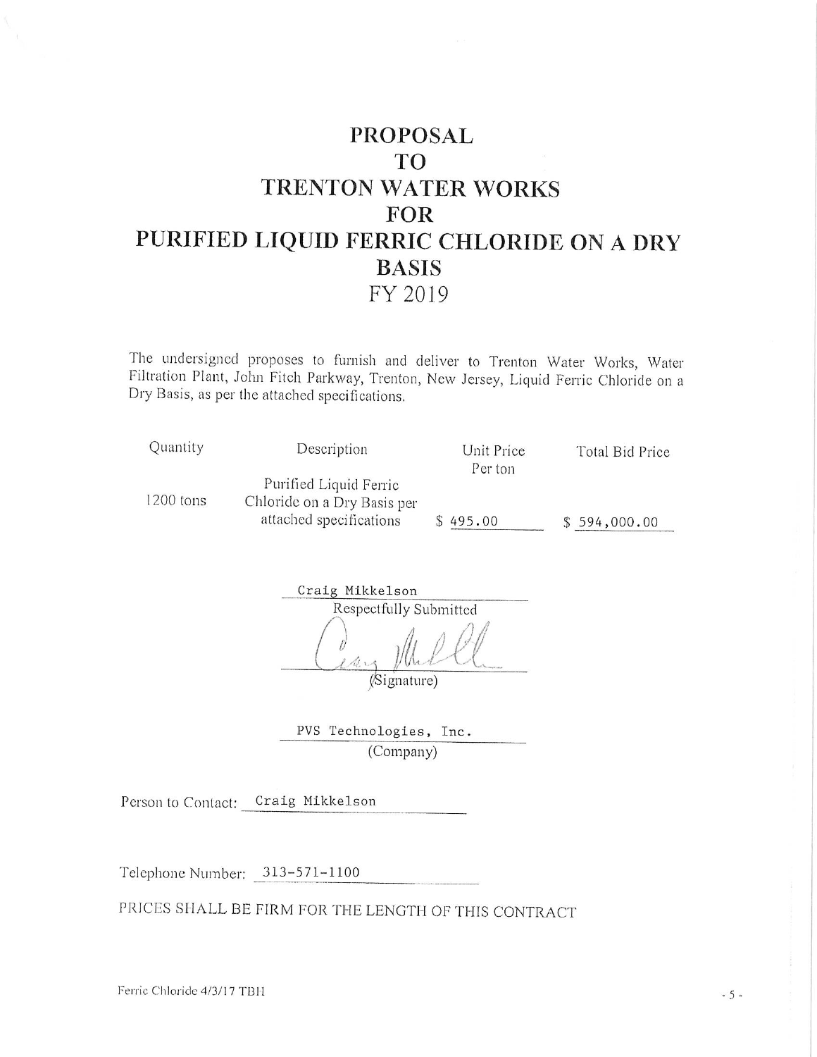# PROPOSAL TO TRENTON WATER WORKS FOR PURIFIED LIQUID FERRIC CHLORIDE ON A DRY BASIS

## FY 2019

The undersigned proposes to furnish and deliver to Trenton Water Works, Water Filtration Plant, John Fitch Parkway, Trenton, New Jersey, Liquid Ferric Chloride on a Dry Basis, as per the attached specifications.

| Quantity | Description | Unit Price Per ton | Total Bid Price |
| --- | --- | --- | --- |
| 1200 tons | Purified Liquid Ferric Chloride on a Dry Basis per attached specifications | $ 495.00 | $ 594,000.00 |

Craig Mikkelson
Respectfully Submitted

(Signature)

PVS Technologies, Inc.
(Company)

Person to Contact: Craig Mikkelson

Telephone Number: 313-571-1100

PRICES SHALL BE FIRM FOR THE LENGTH OF THIS CONTRACT

Ferric Chloride 4/3/17 TBH